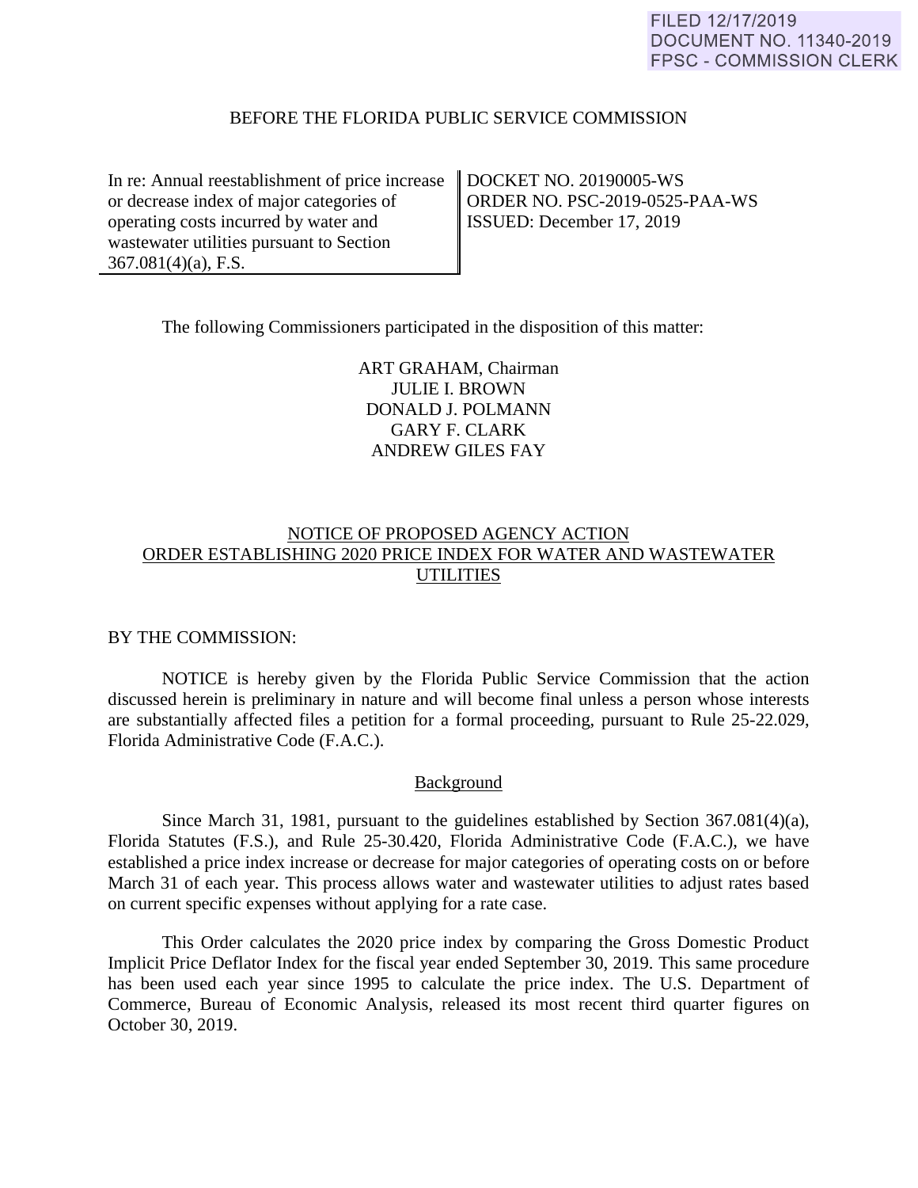FILED 12/17/2019
DOCUMENT NO. 11340-2019
FPSC - COMMISSION CLERK

BEFORE THE FLORIDA PUBLIC SERVICE COMMISSION

| In re: Annual reestablishment of price increase or decrease index of major categories of operating costs incurred by water and wastewater utilities pursuant to Section 367.081(4)(a), F.S. | DOCKET NO. 20190005-WS<br>ORDER NO. PSC-2019-0525-PAA-WS<br>ISSUED: December 17, 2019 |
|---|---|

The following Commissioners participated in the disposition of this matter:

ART GRAHAM, Chairman
JULIE I. BROWN
DONALD J. POLMANN
GARY F. CLARK
ANDREW GILES FAY

## NOTICE OF PROPOSED AGENCY ACTION ORDER ESTABLISHING 2020 PRICE INDEX FOR WATER AND WASTEWATER UTILITIES

BY THE COMMISSION:

NOTICE is hereby given by the Florida Public Service Commission that the action discussed herein is preliminary in nature and will become final unless a person whose interests are substantially affected files a petition for a formal proceeding, pursuant to Rule 25-22.029, Florida Administrative Code (F.A.C.).

### Background

Since March 31, 1981, pursuant to the guidelines established by Section 367.081(4)(a), Florida Statutes (F.S.), and Rule 25-30.420, Florida Administrative Code (F.A.C.), we have established a price index increase or decrease for major categories of operating costs on or before March 31 of each year. This process allows water and wastewater utilities to adjust rates based on current specific expenses without applying for a rate case.

This Order calculates the 2020 price index by comparing the Gross Domestic Product Implicit Price Deflator Index for the fiscal year ended September 30, 2019. This same procedure has been used each year since 1995 to calculate the price index. The U.S. Department of Commerce, Bureau of Economic Analysis, released its most recent third quarter figures on October 30, 2019.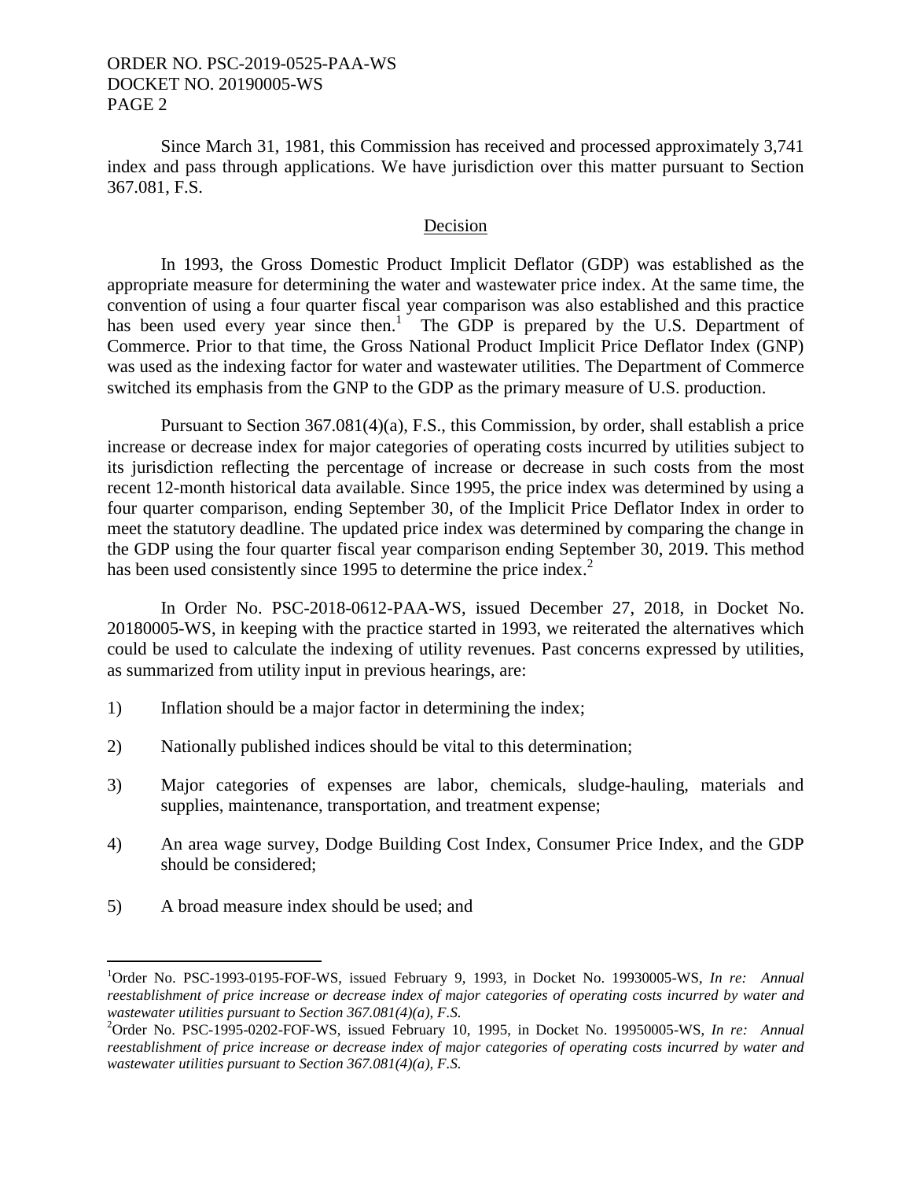Since March 31, 1981, this Commission has received and processed approximately 3,741 index and pass through applications. We have jurisdiction over this matter pursuant to Section 367.081, F.S.

## Decision

In 1993, the Gross Domestic Product Implicit Deflator (GDP) was established as the appropriate measure for determining the water and wastewater price index. At the same time, the convention of using a four quarter fiscal year comparison was also established and this practice has been used every year since then.[1] The GDP is prepared by the U.S. Department of Commerce. Prior to that time, the Gross National Product Implicit Price Deflator Index (GNP) was used as the indexing factor for water and wastewater utilities. The Department of Commerce switched its emphasis from the GNP to the GDP as the primary measure of U.S. production.

Pursuant to Section 367.081(4)(a), F.S., this Commission, by order, shall establish a price increase or decrease index for major categories of operating costs incurred by utilities subject to its jurisdiction reflecting the percentage of increase or decrease in such costs from the most recent 12-month historical data available. Since 1995, the price index was determined by using a four quarter comparison, ending September 30, of the Implicit Price Deflator Index in order to meet the statutory deadline. The updated price index was determined by comparing the change in the GDP using the four quarter fiscal year comparison ending September 30, 2019. This method has been used consistently since 1995 to determine the price index.[2]

In Order No. PSC-2018-0612-PAA-WS, issued December 27, 2018, in Docket No. 20180005-WS, in keeping with the practice started in 1993, we reiterated the alternatives which could be used to calculate the indexing of utility revenues. Past concerns expressed by utilities, as summarized from utility input in previous hearings, are:

1) Inflation should be a major factor in determining the index;

2) Nationally published indices should be vital to this determination;

3) Major categories of expenses are labor, chemicals, sludge-hauling, materials and supplies, maintenance, transportation, and treatment expense;

4) An area wage survey, Dodge Building Cost Index, Consumer Price Index, and the GDP should be considered;

5) A broad measure index should be used; and

---

[1] Order No. PSC-1993-0195-FOF-WS, issued February 9, 1993, in Docket No. 19930005-WS, *In re: Annual reestablishment of price increase or decrease index of major categories of operating costs incurred by water and wastewater utilities pursuant to Section 367.081(4)(a), F.S.*

[2] Order No. PSC-1995-0202-FOF-WS, issued February 10, 1995, in Docket No. 19950005-WS, *In re: Annual reestablishment of price increase or decrease index of major categories of operating costs incurred by water and wastewater utilities pursuant to Section 367.081(4)(a), F.S.*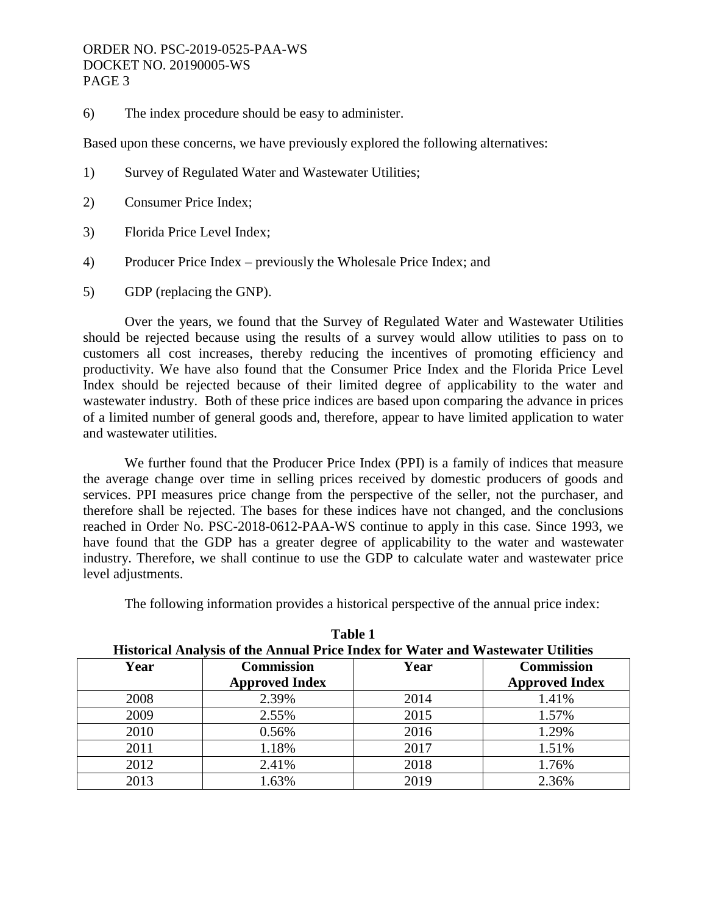6) The index procedure should be easy to administer.

Based upon these concerns, we have previously explored the following alternatives:

1) Survey of Regulated Water and Wastewater Utilities;

2) Consumer Price Index;

3) Florida Price Level Index;

4) Producer Price Index – previously the Wholesale Price Index; and

5) GDP (replacing the GNP).

Over the years, we found that the Survey of Regulated Water and Wastewater Utilities should be rejected because using the results of a survey would allow utilities to pass on to customers all cost increases, thereby reducing the incentives of promoting efficiency and productivity. We have also found that the Consumer Price Index and the Florida Price Level Index should be rejected because of their limited degree of applicability to the water and wastewater industry. Both of these price indices are based upon comparing the advance in prices of a limited number of general goods and, therefore, appear to have limited application to water and wastewater utilities.

We further found that the Producer Price Index (PPI) is a family of indices that measure the average change over time in selling prices received by domestic producers of goods and services. PPI measures price change from the perspective of the seller, not the purchaser, and therefore shall be rejected. The bases for these indices have not changed, and the conclusions reached in Order No. PSC-2018-0612-PAA-WS continue to apply in this case. Since 1993, we have found that the GDP has a greater degree of applicability to the water and wastewater industry. Therefore, we shall continue to use the GDP to calculate water and wastewater price level adjustments.

The following information provides a historical perspective of the annual price index:

**Table 1**
**Historical Analysis of the Annual Price Index for Water and Wastewater Utilities**

| Year | Commission Approved Index | Year | Commission Approved Index |
|---|---|---|---|
| 2008 | 2.39% | 2014 | 1.41% |
| 2009 | 2.55% | 2015 | 1.57% |
| 2010 | 0.56% | 2016 | 1.29% |
| 2011 | 1.18% | 2017 | 1.51% |
| 2012 | 2.41% | 2018 | 1.76% |
| 2013 | 1.63% | 2019 | 2.36% |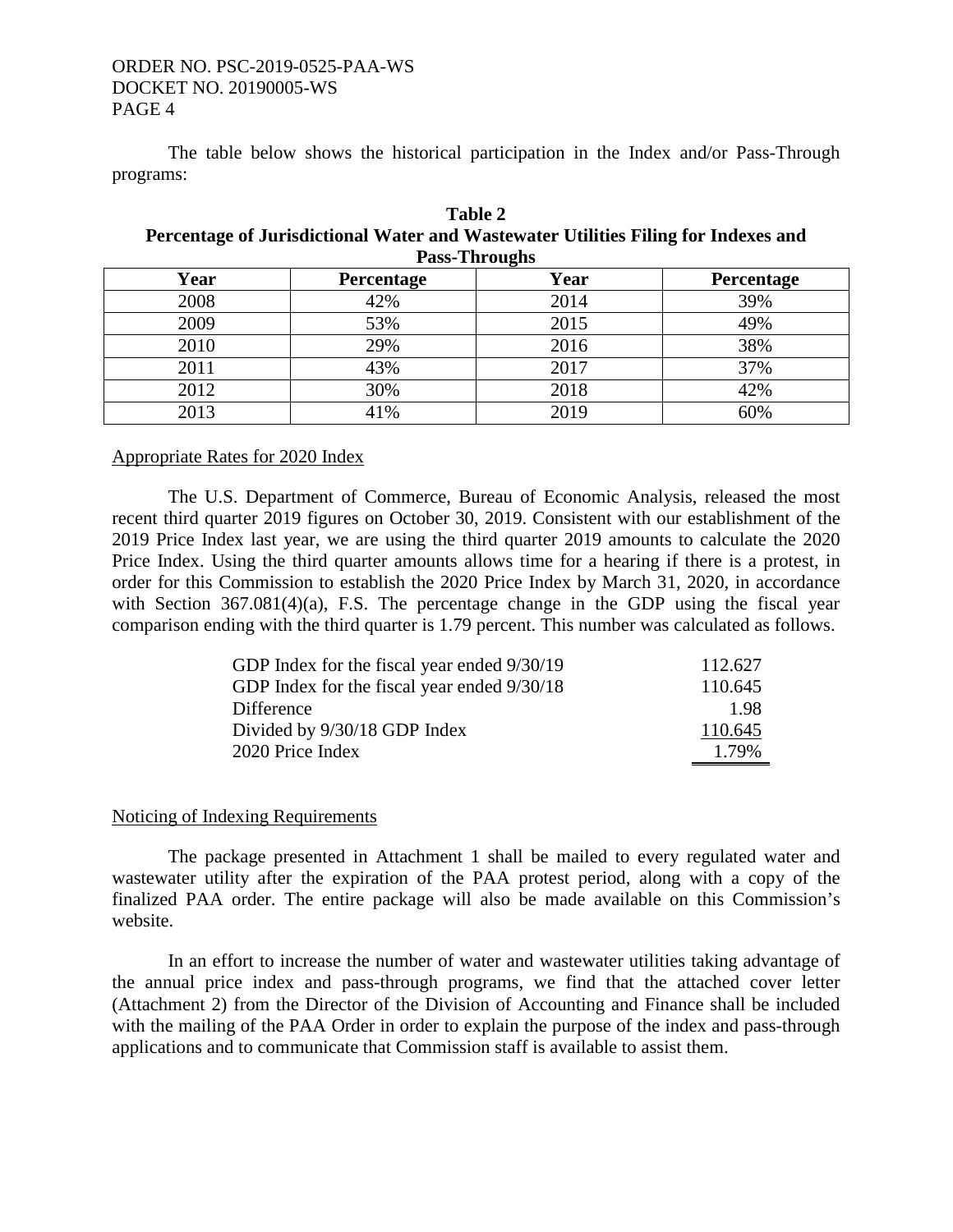The table below shows the historical participation in the Index and/or Pass-Through programs:

**Table 2**
**Percentage of Jurisdictional Water and Wastewater Utilities Filing for Indexes and Pass-Throughs**

| Year | Percentage | Year | Percentage |
|---|---|---|---|
| 2008 | 42% | 2014 | 39% |
| 2009 | 53% | 2015 | 49% |
| 2010 | 29% | 2016 | 38% |
| 2011 | 43% | 2017 | 37% |
| 2012 | 30% | 2018 | 42% |
| 2013 | 41% | 2019 | 60% |

## Appropriate Rates for 2020 Index

The U.S. Department of Commerce, Bureau of Economic Analysis, released the most recent third quarter 2019 figures on October 30, 2019. Consistent with our establishment of the 2019 Price Index last year, we are using the third quarter 2019 amounts to calculate the 2020 Price Index. Using the third quarter amounts allows time for a hearing if there is a protest, in order for this Commission to establish the 2020 Price Index by March 31, 2020, in accordance with Section 367.081(4)(a), F.S. The percentage change in the GDP using the fiscal year comparison ending with the third quarter is 1.79 percent. This number was calculated as follows.

| | |
|---|---|
| GDP Index for the fiscal year ended 9/30/19 | 112.627 |
| GDP Index for the fiscal year ended 9/30/18 | 110.645 |
| Difference | 1.98 |
| Divided by 9/30/18 GDP Index | 110.645 |
| 2020 Price Index | 1.79% |

## Noticing of Indexing Requirements

The package presented in Attachment 1 shall be mailed to every regulated water and wastewater utility after the expiration of the PAA protest period, along with a copy of the finalized PAA order. The entire package will also be made available on this Commission's website.

In an effort to increase the number of water and wastewater utilities taking advantage of the annual price index and pass-through programs, we find that the attached cover letter (Attachment 2) from the Director of the Division of Accounting and Finance shall be included with the mailing of the PAA Order in order to explain the purpose of the index and pass-through applications and to communicate that Commission staff is available to assist them.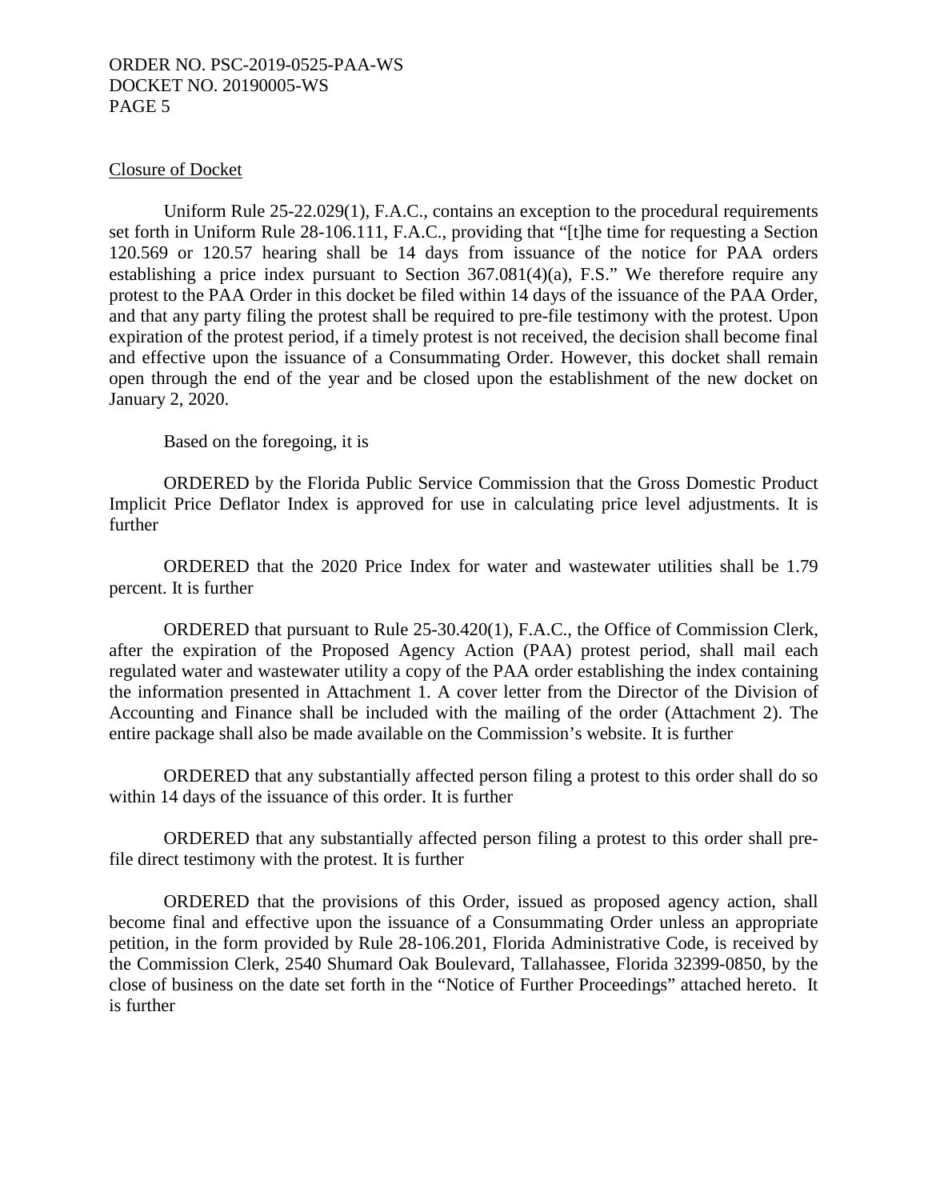Closure of Docket

Uniform Rule 25-22.029(1), F.A.C., contains an exception to the procedural requirements set forth in Uniform Rule 28-106.111, F.A.C., providing that "[t]he time for requesting a Section 120.569 or 120.57 hearing shall be 14 days from issuance of the notice for PAA orders establishing a price index pursuant to Section 367.081(4)(a), F.S." We therefore require any protest to the PAA Order in this docket be filed within 14 days of the issuance of the PAA Order, and that any party filing the protest shall be required to pre-file testimony with the protest. Upon expiration of the protest period, if a timely protest is not received, the decision shall become final and effective upon the issuance of a Consummating Order. However, this docket shall remain open through the end of the year and be closed upon the establishment of the new docket on January 2, 2020.

Based on the foregoing, it is

ORDERED by the Florida Public Service Commission that the Gross Domestic Product Implicit Price Deflator Index is approved for use in calculating price level adjustments. It is further

ORDERED that the 2020 Price Index for water and wastewater utilities shall be 1.79 percent. It is further

ORDERED that pursuant to Rule 25-30.420(1), F.A.C., the Office of Commission Clerk, after the expiration of the Proposed Agency Action (PAA) protest period, shall mail each regulated water and wastewater utility a copy of the PAA order establishing the index containing the information presented in Attachment 1. A cover letter from the Director of the Division of Accounting and Finance shall be included with the mailing of the order (Attachment 2). The entire package shall also be made available on the Commission's website. It is further

ORDERED that any substantially affected person filing a protest to this order shall do so within 14 days of the issuance of this order. It is further

ORDERED that any substantially affected person filing a protest to this order shall pre-file direct testimony with the protest. It is further

ORDERED that the provisions of this Order, issued as proposed agency action, shall become final and effective upon the issuance of a Consummating Order unless an appropriate petition, in the form provided by Rule 28-106.201, Florida Administrative Code, is received by the Commission Clerk, 2540 Shumard Oak Boulevard, Tallahassee, Florida 32399-0850, by the close of business on the date set forth in the "Notice of Further Proceedings" attached hereto. It is further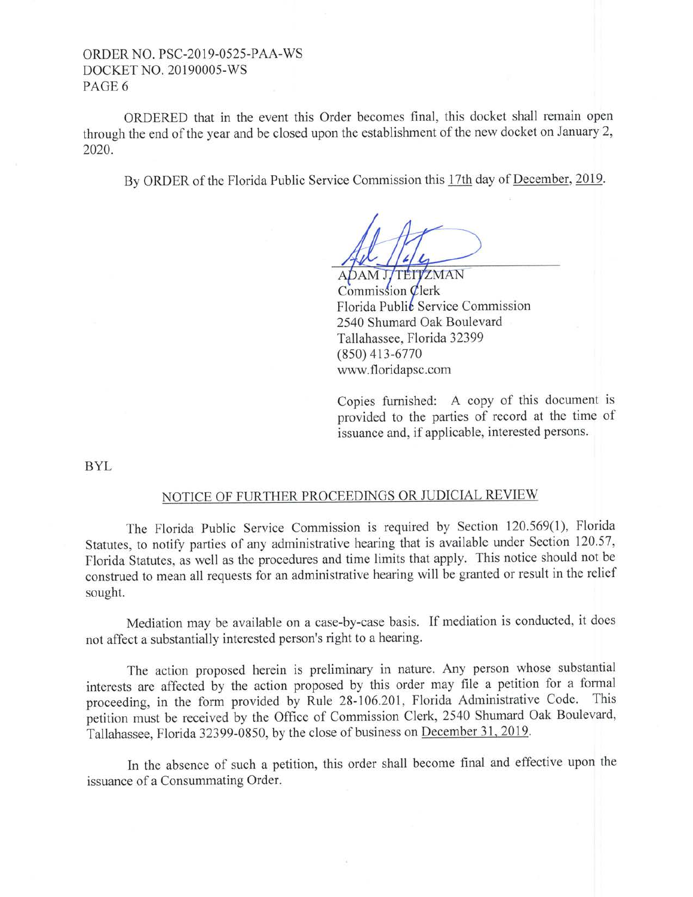ORDERED that in the event this Order becomes final, this docket shall remain open through the end of the year and be closed upon the establishment of the new docket on January 2, 2020.

By ORDER of the Florida Public Service Commission this 17th day of December, 2019.

ADAM J. TEITZMAN  
Commission Clerk  
Florida Public Service Commission  
2540 Shumard Oak Boulevard  
Tallahassee, Florida 32399  
(850) 413-6770  
www.floridapsc.com

Copies furnished: A copy of this document is provided to the parties of record at the time of issuance and, if applicable, interested persons.

BYL

## NOTICE OF FURTHER PROCEEDINGS OR JUDICIAL REVIEW

The Florida Public Service Commission is required by Section 120.569(1), Florida Statutes, to notify parties of any administrative hearing that is available under Section 120.57, Florida Statutes, as well as the procedures and time limits that apply. This notice should not be construed to mean all requests for an administrative hearing will be granted or result in the relief sought.

Mediation may be available on a case-by-case basis. If mediation is conducted, it does not affect a substantially interested person's right to a hearing.

The action proposed herein is preliminary in nature. Any person whose substantial interests are affected by the action proposed by this order may file a petition for a formal proceeding, in the form provided by Rule 28-106.201, Florida Administrative Code. This petition must be received by the Office of Commission Clerk, 2540 Shumard Oak Boulevard, Tallahassee, Florida 32399-0850, by the close of business on December 31, 2019.

In the absence of such a petition, this order shall become final and effective upon the issuance of a Consummating Order.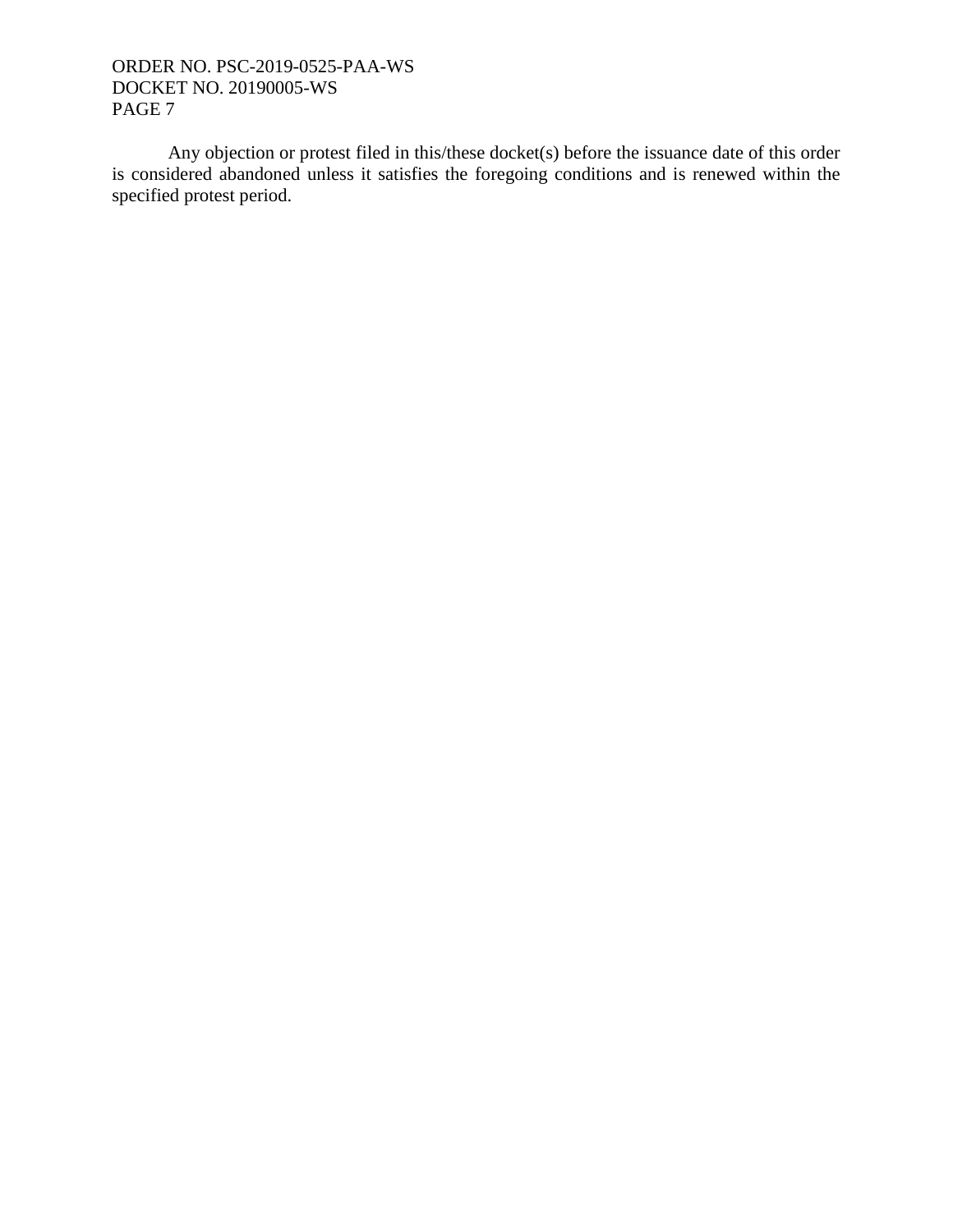Any objection or protest filed in this/these docket(s) before the issuance date of this order is considered abandoned unless it satisfies the foregoing conditions and is renewed within the specified protest period.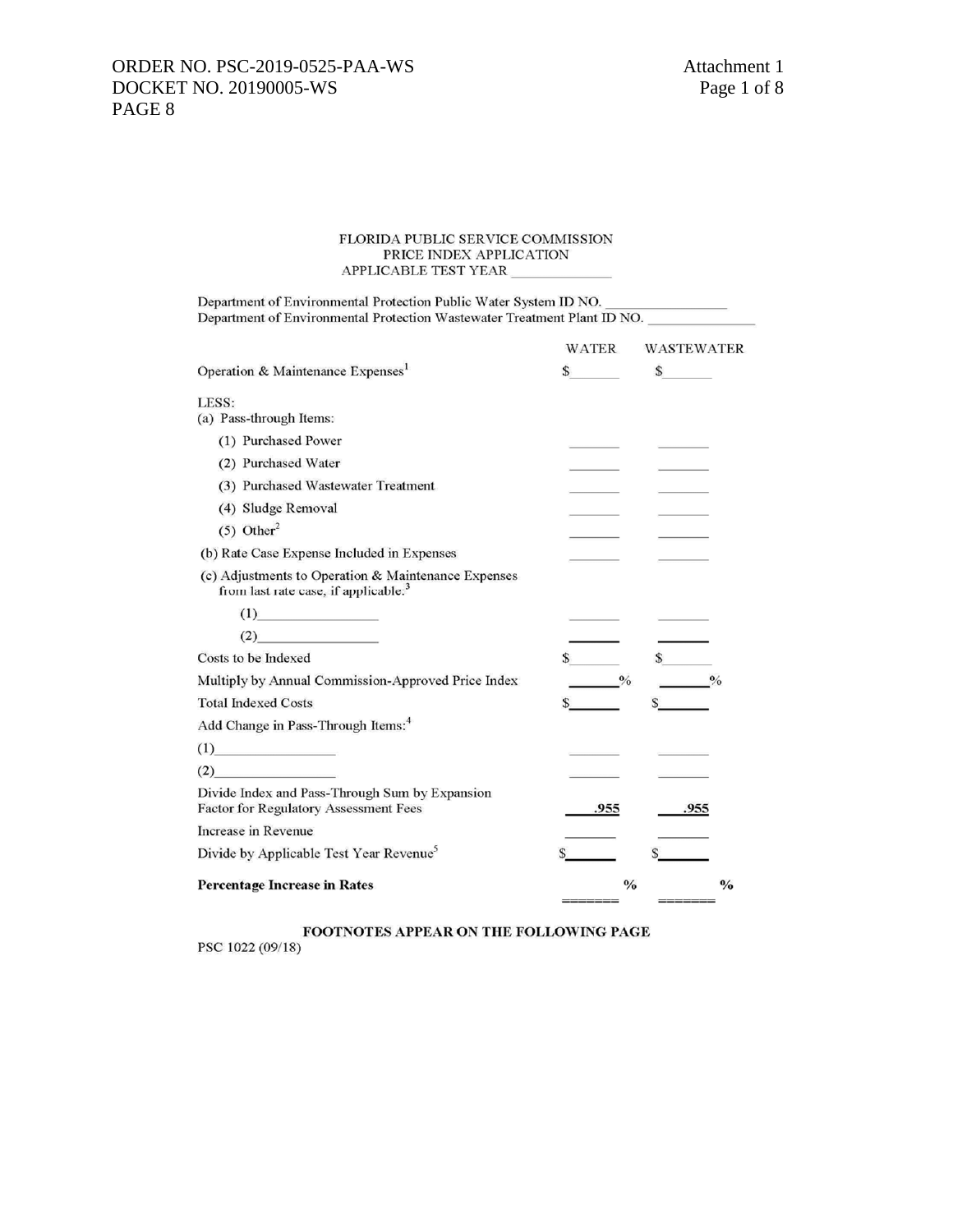FLORIDA PUBLIC SERVICE COMMISSION
PRICE INDEX APPLICATION
APPLICABLE TEST YEAR ______________

Department of Environmental Protection Public Water System ID NO. ________________
Department of Environmental Protection Wastewater Treatment Plant ID NO. ______________

| | WATER | WASTEWATER |
|---|---|---|
| Operation & Maintenance Expenses[1] | $______ | $______ |
| LESS: | | |
| (a) Pass-through Items: | | |
| (1) Purchased Power | ______ | ______ |
| (2) Purchased Water | ______ | ______ |
| (3) Purchased Wastewater Treatment | ______ | ______ |
| (4) Sludge Removal | ______ | ______ |
| (5) Other[2] | ______ | ______ |
| (b) Rate Case Expense Included in Expenses | ______ | ______ |
| (c) Adjustments to Operation & Maintenance Expenses from last rate case, if applicable.[3] | | |
| (1)________________ | ______ | ______ |
| (2)________________ | ______ | ______ |
| Costs to be Indexed | $______ | $______ |
| Multiply by Annual Commission-Approved Price Index | ______% | ______% |
| Total Indexed Costs | $______ | $______ |
| Add Change in Pass-Through Items:[4] | | |
| (1)________________ | ______ | ______ |
| (2)________________ | ______ | ______ |
| Divide Index and Pass-Through Sum by Expansion Factor for Regulatory Assessment Fees | .955 | .955 |
| Increase in Revenue | ______ | ______ |
| Divide by Applicable Test Year Revenue[5] | $______ | $______ |
| **Percentage Increase in Rates** | ______% | ______% |

**FOOTNOTES APPEAR ON THE FOLLOWING PAGE**

PSC 1022 (09/18)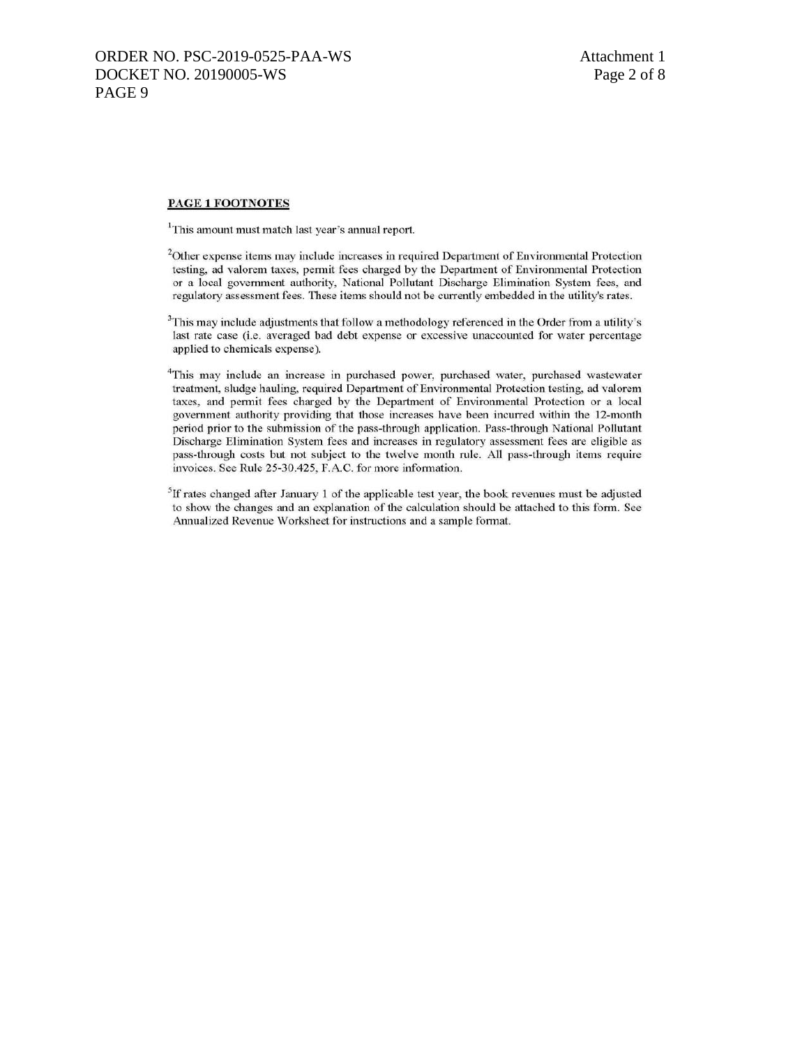**PAGE 1 FOOTNOTES**

[1]This amount must match last year's annual report.

[2]Other expense items may include increases in required Department of Environmental Protection testing, ad valorem taxes, permit fees charged by the Department of Environmental Protection or a local government authority, National Pollutant Discharge Elimination System fees, and regulatory assessment fees. These items should not be currently embedded in the utility's rates.

[3]This may include adjustments that follow a methodology referenced in the Order from a utility's last rate case (i.e. averaged bad debt expense or excessive unaccounted for water percentage applied to chemicals expense).

[4]This may include an increase in purchased power, purchased water, purchased wastewater treatment, sludge hauling, required Department of Environmental Protection testing, ad valorem taxes, and permit fees charged by the Department of Environmental Protection or a local government authority providing that those increases have been incurred within the 12-month period prior to the submission of the pass-through application. Pass-through National Pollutant Discharge Elimination System fees and increases in regulatory assessment fees are eligible as pass-through costs but not subject to the twelve month rule. All pass-through items require invoices. See Rule 25-30.425, F.A.C. for more information.

[5]If rates changed after January 1 of the applicable test year, the book revenues must be adjusted to show the changes and an explanation of the calculation should be attached to this form. See Annualized Revenue Worksheet for instructions and a sample format.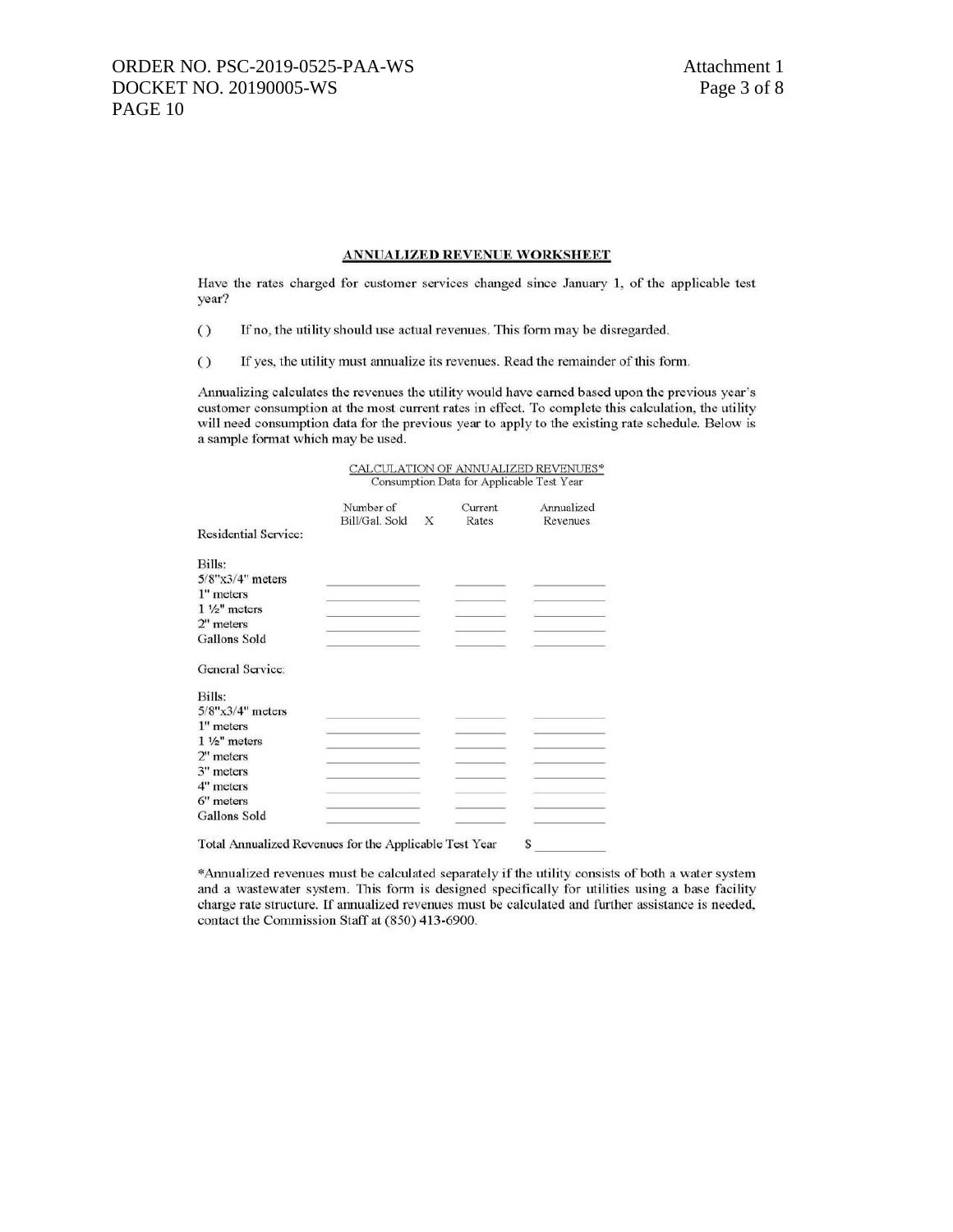## ANNUALIZED REVENUE WORKSHEET

Have the rates charged for customer services changed since January 1, of the applicable test year?

( ) If no, the utility should use actual revenues. This form may be disregarded.

( ) If yes, the utility must annualize its revenues. Read the remainder of this form.

Annualizing calculates the revenues the utility would have earned based upon the previous year's customer consumption at the most current rates in effect. To complete this calculation, the utility will need consumption data for the previous year to apply to the existing rate schedule. Below is a sample format which may be used.

CALCULATION OF ANNUALIZED REVENUES*
Consumption Data for Applicable Test Year

| | Number of Bill/Gal. Sold | X | Current Rates | Annualized Revenues |
|---|---|---|---|---|
| **Residential Service:** | | | | |
| Bills: | | | | |
| 5/8"x3/4" meters | ________ | | ________ | ________ |
| 1" meters | ________ | | ________ | ________ |
| 1 ½" meters | ________ | | ________ | ________ |
| 2" meters | ________ | | ________ | ________ |
| Gallons Sold | ________ | | ________ | ________ |
| **General Service:** | | | | |
| Bills: | | | | |
| 5/8"x3/4" meters | ________ | | ________ | ________ |
| 1" meters | ________ | | ________ | ________ |
| 1 ½" meters | ________ | | ________ | ________ |
| 2" meters | ________ | | ________ | ________ |
| 3" meters | ________ | | ________ | ________ |
| 4" meters | ________ | | ________ | ________ |
| 6" meters | ________ | | ________ | ________ |
| Gallons Sold | ________ | | ________ | ________ |
| Total Annualized Revenues for the Applicable Test Year | | | | $ ________ |

*Annualized revenues must be calculated separately if the utility consists of both a water system and a wastewater system. This form is designed specifically for utilities using a base facility charge rate structure. If annualized revenues must be calculated and further assistance is needed, contact the Commission Staff at (850) 413-6900.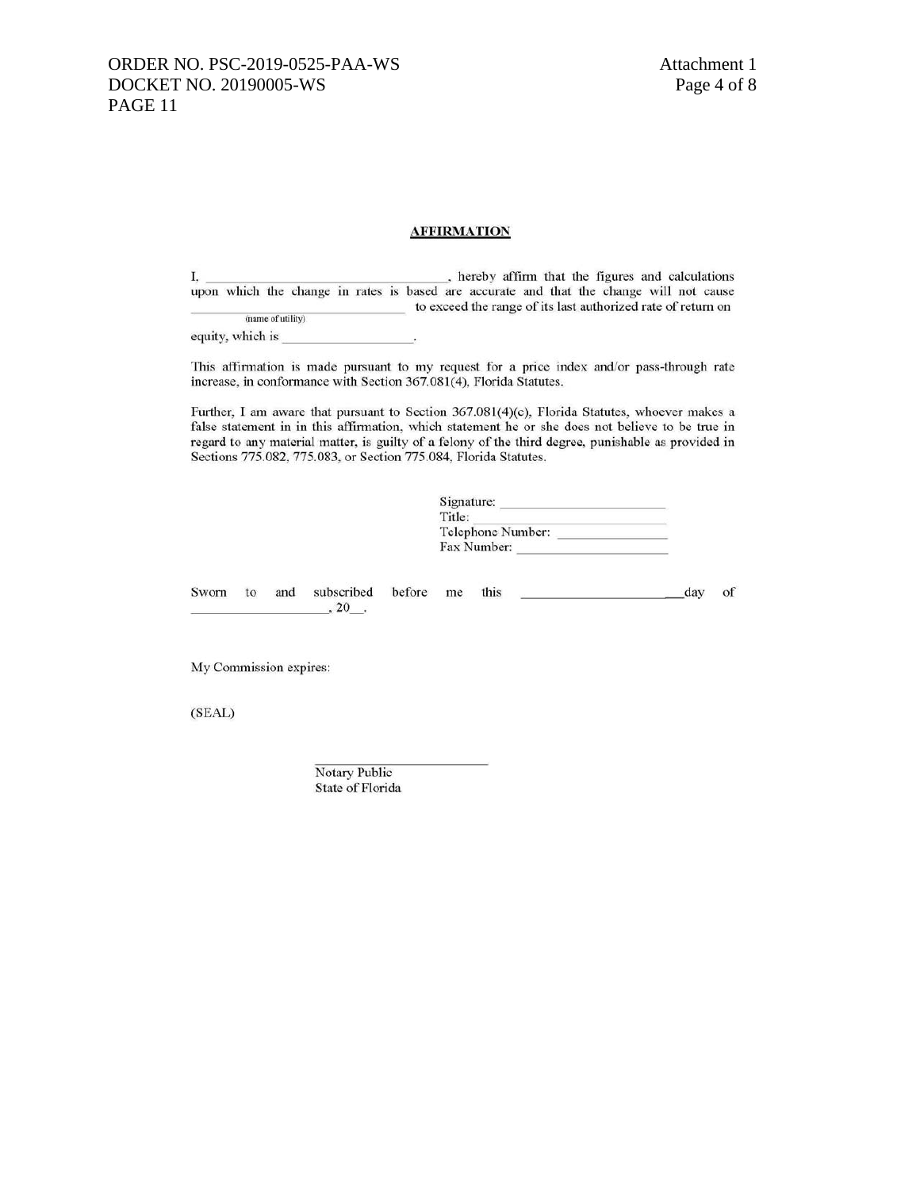**AFFIRMATION**

I, ________________________________, hereby affirm that the figures and calculations upon which the change in rates is based are accurate and that the change will not cause ________________________________ to exceed the range of its last authorized rate of return on
(name of utility)
equity, which is __________________.

This affirmation is made pursuant to my request for a price index and/or pass-through rate increase, in conformance with Section 367.081(4), Florida Statutes.

Further, I am aware that pursuant to Section 367.081(4)(c), Florida Statutes, whoever makes a false statement in in this affirmation, which statement he or she does not believe to be true in regard to any material matter, is guilty of a felony of the third degree, punishable as provided in Sections 775.082, 775.083, or Section 775.084, Florida Statutes.

Signature: ______________________
Title: ______________________
Telephone Number: ______________
Fax Number: ____________________

Sworn to and subscribed before me this ____________________ ___day of __________________, 20__.

My Commission expires:

(SEAL)

______________________
Notary Public
State of Florida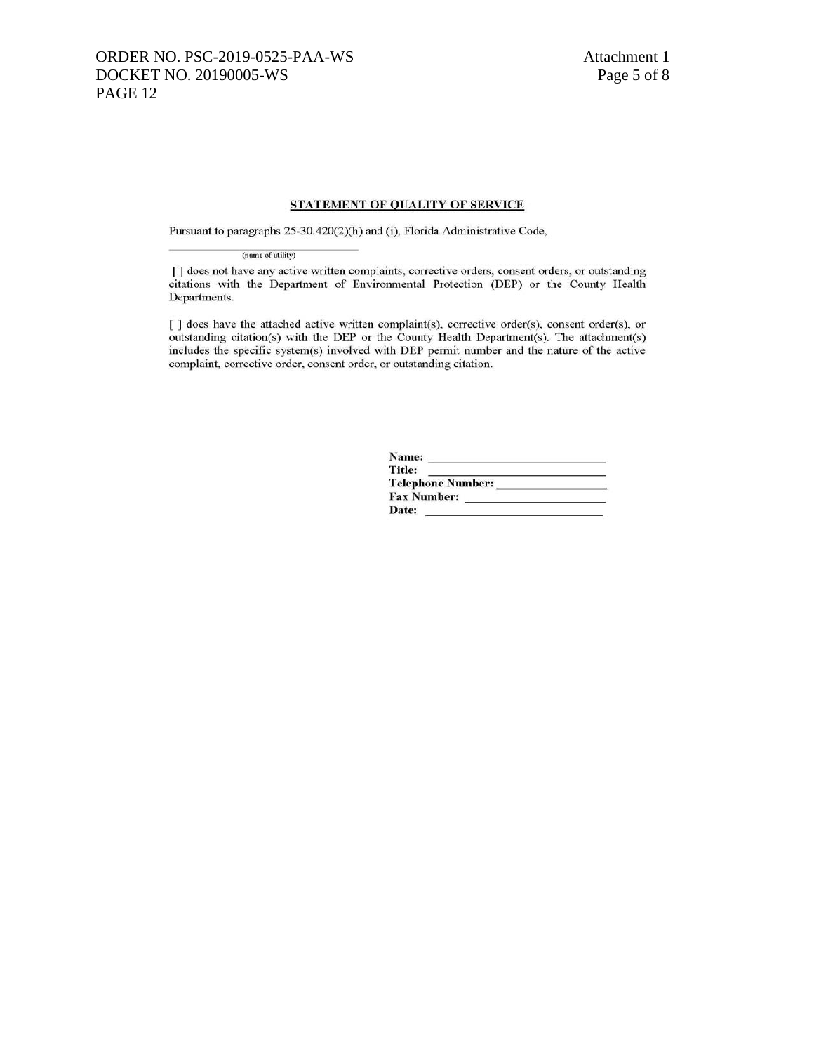## STATEMENT OF QUALITY OF SERVICE

Pursuant to paragraphs 25-30.420(2)(h) and (i), Florida Administrative Code,

______________________________
(name of utility)

[ ] does not have any active written complaints, corrective orders, consent orders, or outstanding citations with the Department of Environmental Protection (DEP) or the County Health Departments.

[ ] does have the attached active written complaint(s), corrective order(s), consent order(s), or outstanding citation(s) with the DEP or the County Health Department(s). The attachment(s) includes the specific system(s) involved with DEP permit number and the nature of the active complaint, corrective order, consent order, or outstanding citation.

**Name:** ______________________________
**Title:** ______________________________
**Telephone Number:** ____________________
**Fax Number:** _________________________
**Date:** ______________________________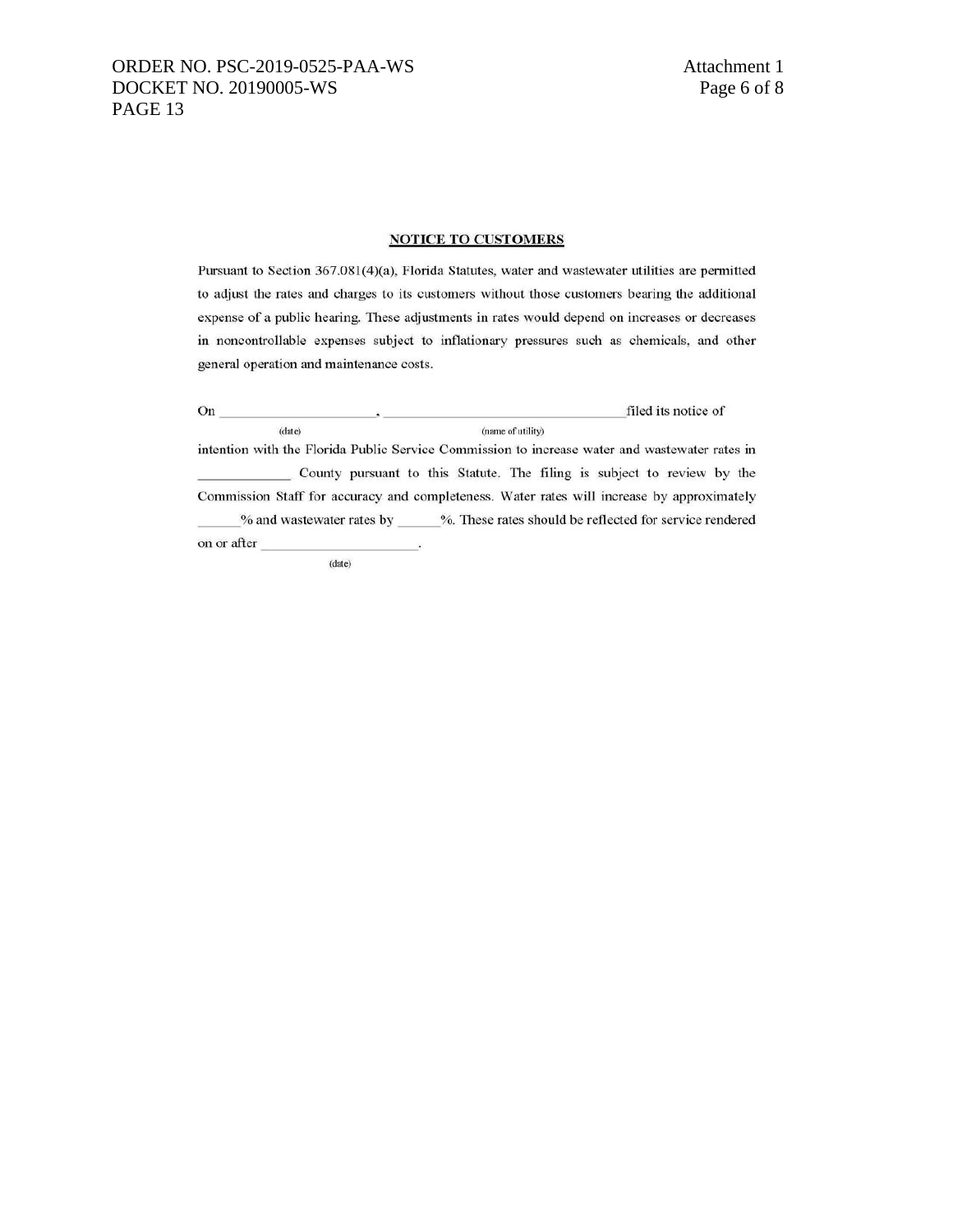## NOTICE TO CUSTOMERS

Pursuant to Section 367.081(4)(a), Florida Statutes, water and wastewater utilities are permitted to adjust the rates and charges to its customers without those customers bearing the additional expense of a public hearing. These adjustments in rates would depend on increases or decreases in noncontrollable expenses subject to inflationary pressures such as chemicals, and other general operation and maintenance costs.

On ____________________ (date), ______________________________ (name of utility) filed its notice of intention with the Florida Public Service Commission to increase water and wastewater rates in ____________ County pursuant to this Statute. The filing is subject to review by the Commission Staff for accuracy and completeness. Water rates will increase by approximately ______% and wastewater rates by ______%. These rates should be reflected for service rendered on or after ____________________ (date).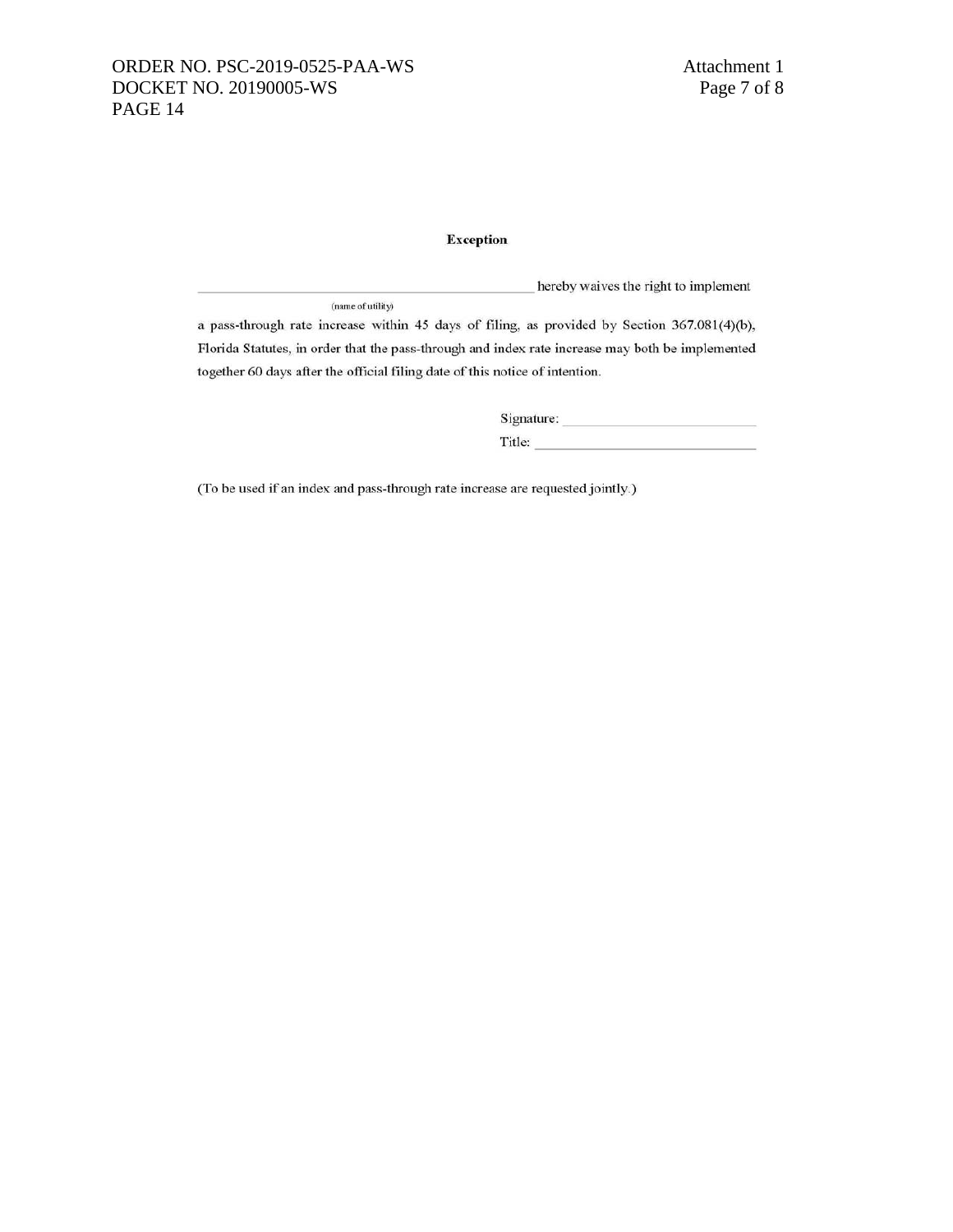**Exception**

\_\_\_\_\_\_\_\_\_\_\_\_\_\_\_\_\_\_\_\_\_\_\_\_\_\_\_\_\_\_\_\_\_\_\_\_\_\_\_\_ hereby waives the right to implement
(name of utility)

a pass-through rate increase within 45 days of filing, as provided by Section 367.081(4)(b), Florida Statutes, in order that the pass-through and index rate increase may both be implemented together 60 days after the official filing date of this notice of intention.

Signature: \_\_\_\_\_\_\_\_\_\_\_\_\_\_\_\_\_\_\_\_\_\_\_\_\_\_\_

Title: \_\_\_\_\_\_\_\_\_\_\_\_\_\_\_\_\_\_\_\_\_\_\_\_\_\_\_\_\_\_

(To be used if an index and pass-through rate increase are requested jointly.)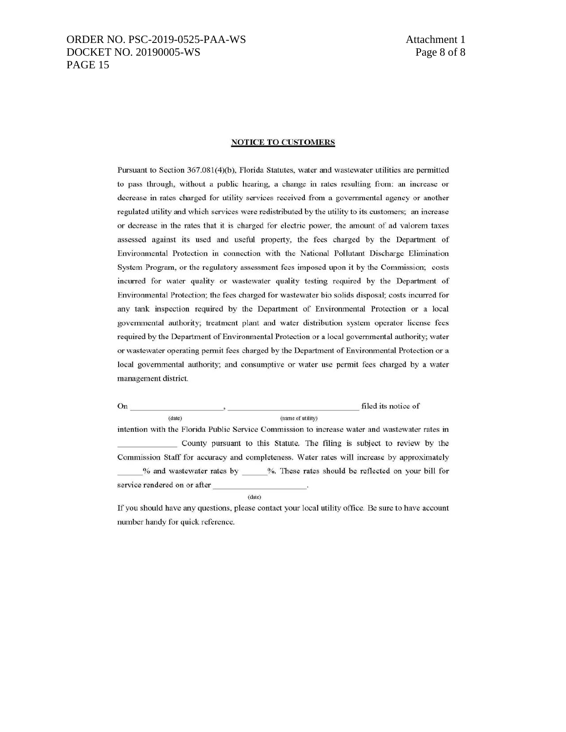## NOTICE TO CUSTOMERS

Pursuant to Section 367.081(4)(b), Florida Statutes, water and wastewater utilities are permitted to pass through, without a public hearing, a change in rates resulting from: an increase or decrease in rates charged for utility services received from a governmental agency or another regulated utility and which services were redistributed by the utility to its customers; an increase or decrease in the rates that it is charged for electric power, the amount of ad valorem taxes assessed against its used and useful property, the fees charged by the Department of Environmental Protection in connection with the National Pollutant Discharge Elimination System Program, or the regulatory assessment fees imposed upon it by the Commission; costs incurred for water quality or wastewater quality testing required by the Department of Environmental Protection; the fees charged for wastewater bio solids disposal; costs incurred for any tank inspection required by the Department of Environmental Protection or a local governmental authority; treatment plant and water distribution system operator license fees required by the Department of Environmental Protection or a local governmental authority; water or wastewater operating permit fees charged by the Department of Environmental Protection or a local governmental authority; and consumptive or water use permit fees charged by a water management district.

On ____________________ (date), ____________________________ (name of utility) filed its notice of intention with the Florida Public Service Commission to increase water and wastewater rates in ____________ County pursuant to this Statute. The filing is subject to review by the Commission Staff for accuracy and completeness. Water rates will increase by approximately ______% and wastewater rates by ______%. These rates should be reflected on your bill for service rendered on or after ____________________ (date).

If you should have any questions, please contact your local utility office. Be sure to have account number handy for quick reference.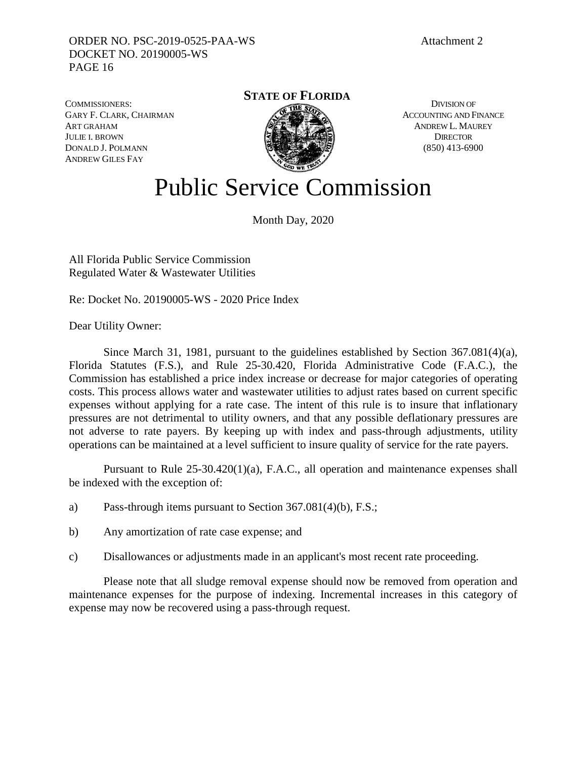ORDER NO. PSC-2019-0525-PAA-WS
DOCKET NO. 20190005-WS

Attachment 2

COMMISSIONERS:
GARY F. CLARK, CHAIRMAN
ART GRAHAM
JULIE I. BROWN
DONALD J. POLMANN
ANDREW GILES FAY

**STATE OF FLORIDA**

DIVISION OF
ACCOUNTING AND FINANCE
ANDREW L. MAUREY
DIRECTOR
(850) 413-6900

# Public Service Commission

Month Day, 2020

All Florida Public Service Commission
Regulated Water & Wastewater Utilities

Re: Docket No. 20190005-WS - 2020 Price Index

Dear Utility Owner:

Since March 31, 1981, pursuant to the guidelines established by Section 367.081(4)(a), Florida Statutes (F.S.), and Rule 25-30.420, Florida Administrative Code (F.A.C.), the Commission has established a price index increase or decrease for major categories of operating costs. This process allows water and wastewater utilities to adjust rates based on current specific expenses without applying for a rate case. The intent of this rule is to insure that inflationary pressures are not detrimental to utility owners, and that any possible deflationary pressures are not adverse to rate payers. By keeping up with index and pass-through adjustments, utility operations can be maintained at a level sufficient to insure quality of service for the rate payers.

Pursuant to Rule 25-30.420(1)(a), F.A.C., all operation and maintenance expenses shall be indexed with the exception of:

a) Pass-through items pursuant to Section 367.081(4)(b), F.S.;

b) Any amortization of rate case expense; and

c) Disallowances or adjustments made in an applicant's most recent rate proceeding.

Please note that all sludge removal expense should now be removed from operation and maintenance expenses for the purpose of indexing. Incremental increases in this category of expense may now be recovered using a pass-through request.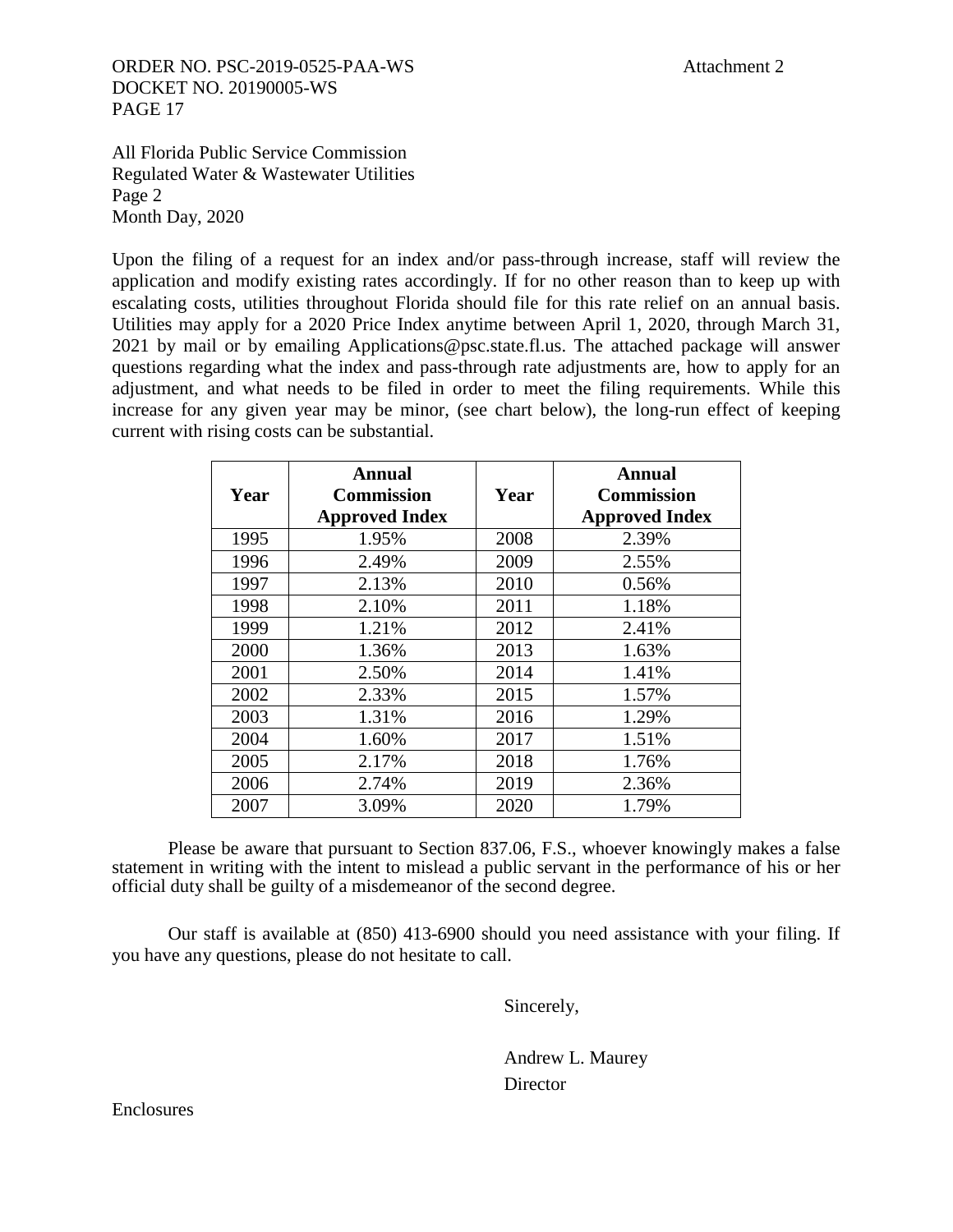All Florida Public Service Commission
Regulated Water & Wastewater Utilities
Page 2
Month Day, 2020

Upon the filing of a request for an index and/or pass-through increase, staff will review the application and modify existing rates accordingly. If for no other reason than to keep up with escalating costs, utilities throughout Florida should file for this rate relief on an annual basis. Utilities may apply for a 2020 Price Index anytime between April 1, 2020, through March 31, 2021 by mail or by emailing Applications@psc.state.fl.us. The attached package will answer questions regarding what the index and pass-through rate adjustments are, how to apply for an adjustment, and what needs to be filed in order to meet the filing requirements. While this increase for any given year may be minor, (see chart below), the long-run effect of keeping current with rising costs can be substantial.

| Year | Annual Commission Approved Index | Year | Annual Commission Approved Index |
|---|---|---|---|
| 1995 | 1.95% | 2008 | 2.39% |
| 1996 | 2.49% | 2009 | 2.55% |
| 1997 | 2.13% | 2010 | 0.56% |
| 1998 | 2.10% | 2011 | 1.18% |
| 1999 | 1.21% | 2012 | 2.41% |
| 2000 | 1.36% | 2013 | 1.63% |
| 2001 | 2.50% | 2014 | 1.41% |
| 2002 | 2.33% | 2015 | 1.57% |
| 2003 | 1.31% | 2016 | 1.29% |
| 2004 | 1.60% | 2017 | 1.51% |
| 2005 | 2.17% | 2018 | 1.76% |
| 2006 | 2.74% | 2019 | 2.36% |
| 2007 | 3.09% | 2020 | 1.79% |

Please be aware that pursuant to Section 837.06, F.S., whoever knowingly makes a false statement in writing with the intent to mislead a public servant in the performance of his or her official duty shall be guilty of a misdemeanor of the second degree.

Our staff is available at (850) 413-6900 should you need assistance with your filing. If you have any questions, please do not hesitate to call.

Sincerely,

Andrew L. Maurey
Director

Enclosures